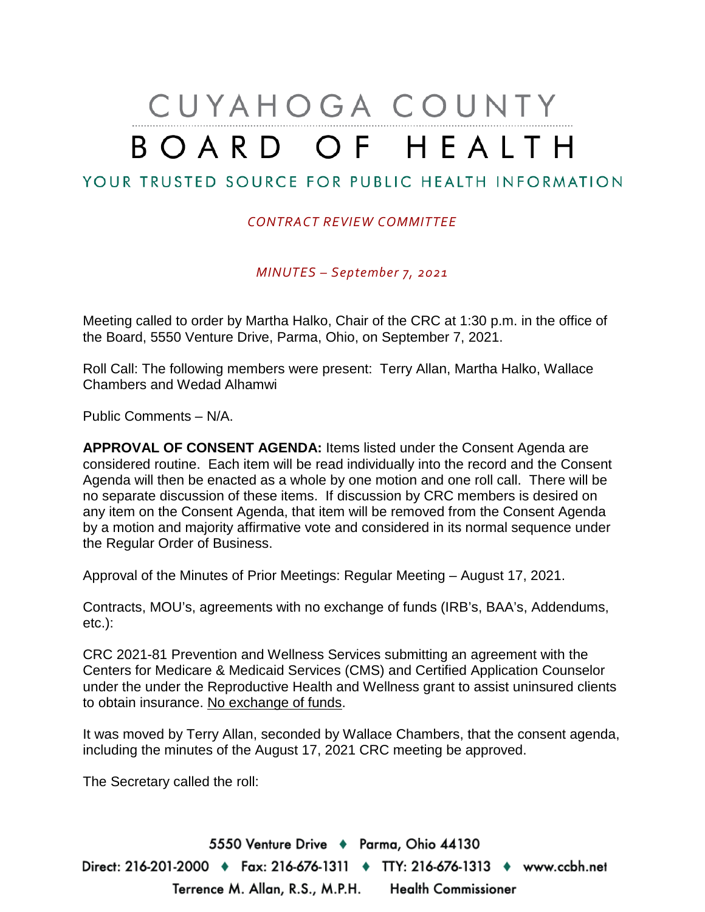# CUYAHOGA COUNTY BOARD OF HEALTH

## YOUR TRUSTED SOURCE FOR PUBLIC HEALTH INFORMATION

*CONTRACT REVIEW COMMITTEE*

*MINUTES – September 7, 2021*

Meeting called to order by Martha Halko, Chair of the CRC at 1:30 p.m. in the office of the Board, 5550 Venture Drive, Parma, Ohio, on September 7, 2021.

Roll Call: The following members were present: Terry Allan, Martha Halko, Wallace Chambers and Wedad Alhamwi

Public Comments – N/A.

**APPROVAL OF CONSENT AGENDA:** Items listed under the Consent Agenda are considered routine. Each item will be read individually into the record and the Consent Agenda will then be enacted as a whole by one motion and one roll call. There will be no separate discussion of these items. If discussion by CRC members is desired on any item on the Consent Agenda, that item will be removed from the Consent Agenda by a motion and majority affirmative vote and considered in its normal sequence under the Regular Order of Business.

Approval of the Minutes of Prior Meetings: Regular Meeting – August 17, 2021.

Contracts, MOU's, agreements with no exchange of funds (IRB's, BAA's, Addendums, etc.):

CRC 2021-81 Prevention and Wellness Services submitting an agreement with the Centers for Medicare & Medicaid Services (CMS) and Certified Application Counselor under the under the Reproductive Health and Wellness grant to assist uninsured clients to obtain insurance. No exchange of funds.

It was moved by Terry Allan, seconded by Wallace Chambers, that the consent agenda, including the minutes of the August 17, 2021 CRC meeting be approved.

The Secretary called the roll: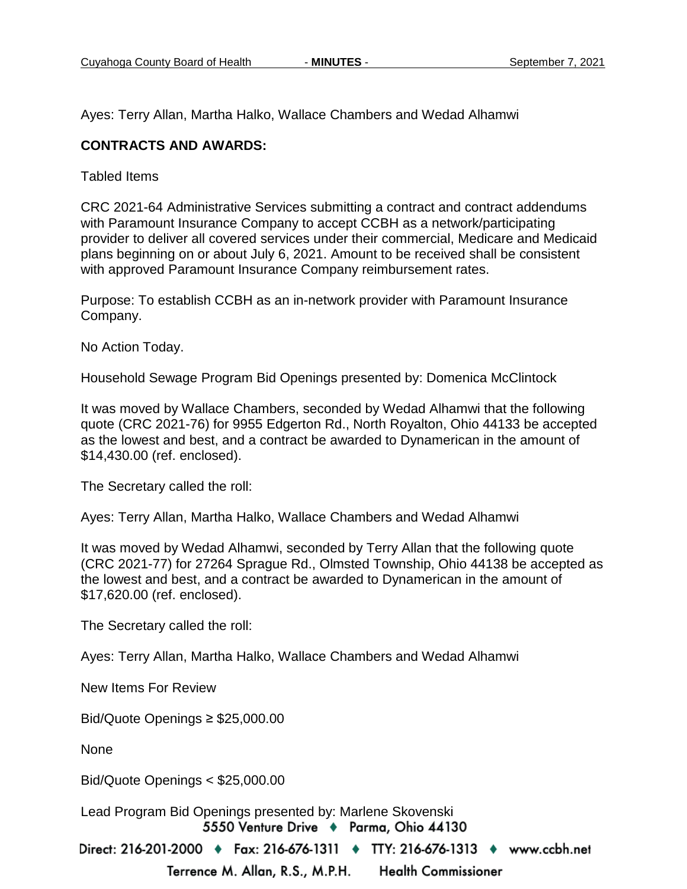Ayes: Terry Allan, Martha Halko, Wallace Chambers and Wedad Alhamwi

**CONTRACTS AND AWARDS:**

Tabled Items

CRC 2021-64 Administrative Services submitting a contract and contract addendums with Paramount Insurance Company to accept CCBH as a network/participating provider to deliver all covered services under their commercial, Medicare and Medicaid plans beginning on or about July 6, 2021. Amount to be received shall be consistent with approved Paramount Insurance Company reimbursement rates.

Purpose: To establish CCBH as an in-network provider with Paramount Insurance Company.

No Action Today.

Household Sewage Program Bid Openings presented by: Domenica McClintock

It was moved by Wallace Chambers, seconded by Wedad Alhamwi that the following quote (CRC 2021-76) for 9955 Edgerton Rd., North Royalton, Ohio 44133 be accepted as the lowest and best, and a contract be awarded to Dynamerican in the amount of $14,430.00 (ref. enclosed).

The Secretary called the roll:

Ayes: Terry Allan, Martha Halko, Wallace Chambers and Wedad Alhamwi

It was moved by Wedad Alhamwi, seconded by Terry Allan that the following quote (CRC 2021-77) for 27264 Sprague Rd., Olmsted Township, Ohio 44138 be accepted as the lowest and best, and a contract be awarded to Dynamerican in the amount of $17,620.00 (ref. enclosed).

The Secretary called the roll:

Ayes: Terry Allan, Martha Halko, Wallace Chambers and Wedad Alhamwi

New Items For Review

Bid/Quote Openings ≥ $25,000.00

None

Bid/Quote Openings < $25,000.00

Lead Program Bid Openings presented by: Marlene Skovenski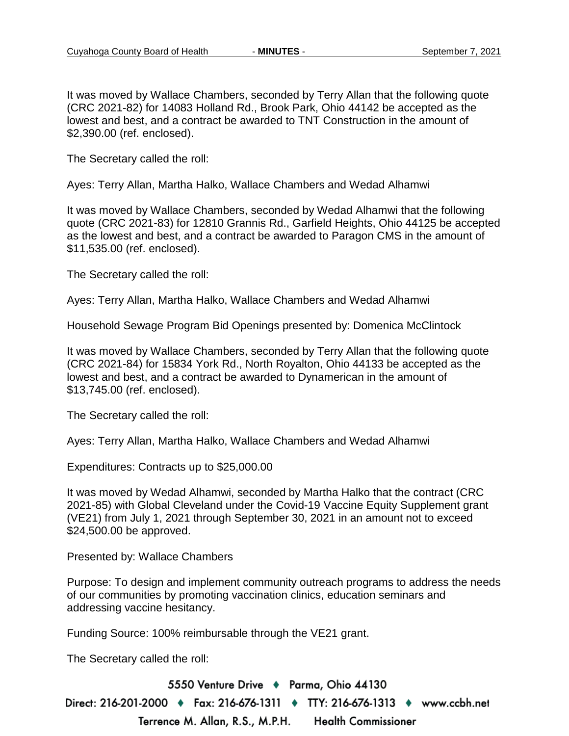It was moved by Wallace Chambers, seconded by Terry Allan that the following quote (CRC 2021-82) for 14083 Holland Rd., Brook Park, Ohio 44142 be accepted as the lowest and best, and a contract be awarded to TNT Construction in the amount of $2,390.00 (ref. enclosed).

The Secretary called the roll:

Ayes: Terry Allan, Martha Halko, Wallace Chambers and Wedad Alhamwi

It was moved by Wallace Chambers, seconded by Wedad Alhamwi that the following quote (CRC 2021-83) for 12810 Grannis Rd., Garfield Heights, Ohio 44125 be accepted as the lowest and best, and a contract be awarded to Paragon CMS in the amount of $11,535.00 (ref. enclosed).

The Secretary called the roll:

Ayes: Terry Allan, Martha Halko, Wallace Chambers and Wedad Alhamwi

Household Sewage Program Bid Openings presented by: Domenica McClintock

It was moved by Wallace Chambers, seconded by Terry Allan that the following quote (CRC 2021-84) for 15834 York Rd., North Royalton, Ohio 44133 be accepted as the lowest and best, and a contract be awarded to Dynamerican in the amount of $13,745.00 (ref. enclosed).

The Secretary called the roll:

Ayes: Terry Allan, Martha Halko, Wallace Chambers and Wedad Alhamwi

Expenditures: Contracts up to $25,000.00

It was moved by Wedad Alhamwi, seconded by Martha Halko that the contract (CRC 2021-85) with Global Cleveland under the Covid-19 Vaccine Equity Supplement grant (VE21) from July 1, 2021 through September 30, 2021 in an amount not to exceed $24,500.00 be approved.

Presented by: Wallace Chambers

Purpose: To design and implement community outreach programs to address the needs of our communities by promoting vaccination clinics, education seminars and addressing vaccine hesitancy.

Funding Source: 100% reimbursable through the VE21 grant.

The Secretary called the roll: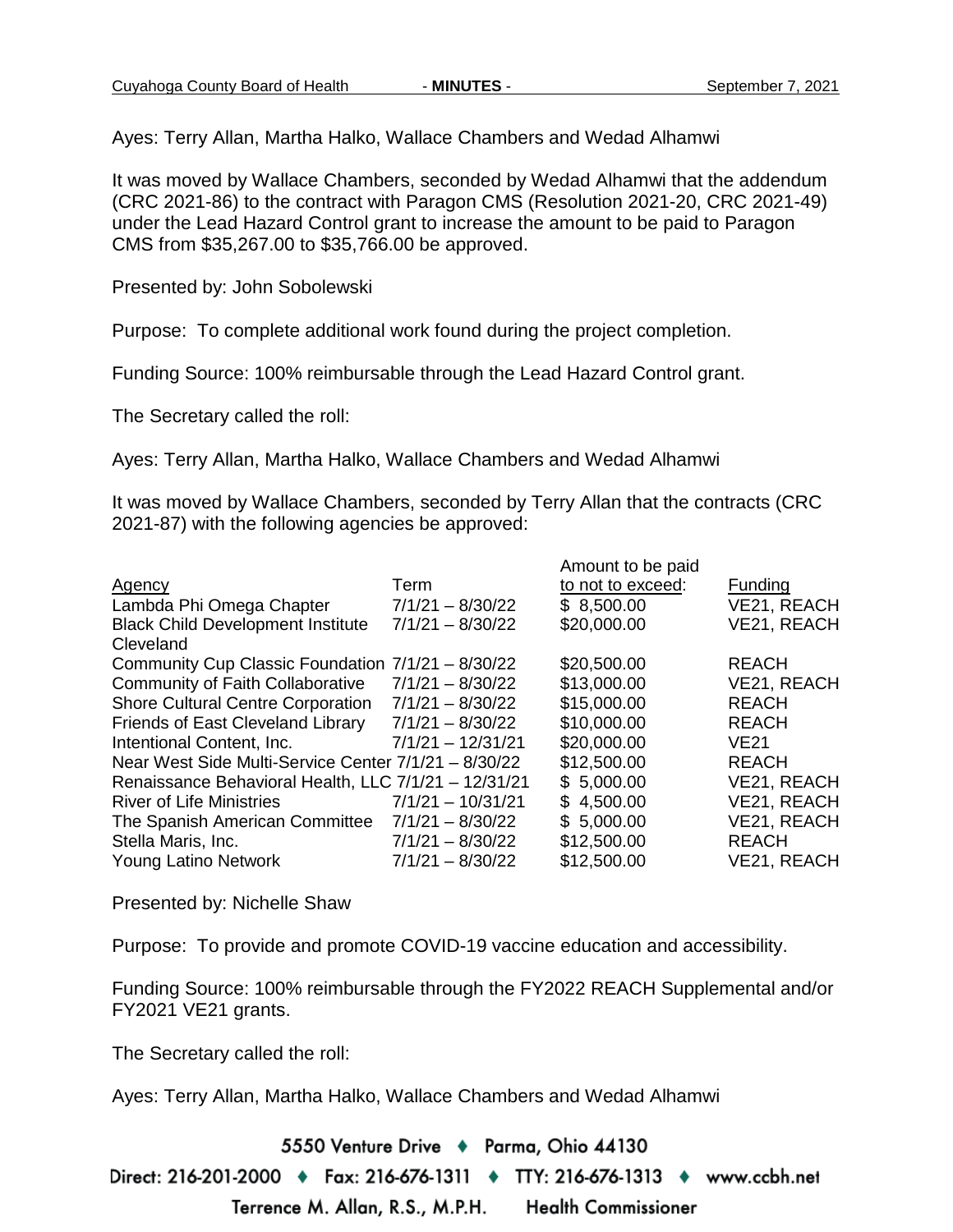Ayes: Terry Allan, Martha Halko, Wallace Chambers and Wedad Alhamwi

It was moved by Wallace Chambers, seconded by Wedad Alhamwi that the addendum (CRC 2021-86) to the contract with Paragon CMS (Resolution 2021-20, CRC 2021-49) under the Lead Hazard Control grant to increase the amount to be paid to Paragon CMS from $35,267.00 to $35,766.00 be approved.

Presented by: John Sobolewski

Purpose: To complete additional work found during the project completion.

Funding Source: 100% reimbursable through the Lead Hazard Control grant.

The Secretary called the roll:

Ayes: Terry Allan, Martha Halko, Wallace Chambers and Wedad Alhamwi

It was moved by Wallace Chambers, seconded by Terry Allan that the contracts (CRC 2021-87) with the following agencies be approved:

| Agency | Term | Amount to be paid to not to exceed: | Funding |
|---|---|---|---|
| Lambda Phi Omega Chapter | 7/1/21 – 8/30/22 | $ 8,500.00 | VE21, REACH |
| Black Child Development Institute Cleveland | 7/1/21 – 8/30/22 | $20,000.00 | VE21, REACH |
| Community Cup Classic Foundation | 7/1/21 – 8/30/22 | $20,500.00 | REACH |
| Community of Faith Collaborative | 7/1/21 – 8/30/22 | $13,000.00 | VE21, REACH |
| Shore Cultural Centre Corporation | 7/1/21 – 8/30/22 | $15,000.00 | REACH |
| Friends of East Cleveland Library | 7/1/21 – 8/30/22 | $10,000.00 | REACH |
| Intentional Content, Inc. | 7/1/21 – 12/31/21 | $20,000.00 | VE21 |
| Near West Side Multi-Service Center | 7/1/21 – 8/30/22 | $12,500.00 | REACH |
| Renaissance Behavioral Health, LLC | 7/1/21 – 12/31/21 | $ 5,000.00 | VE21, REACH |
| River of Life Ministries | 7/1/21 – 10/31/21 | $ 4,500.00 | VE21, REACH |
| The Spanish American Committee | 7/1/21 – 8/30/22 | $ 5,000.00 | VE21, REACH |
| Stella Maris, Inc. | 7/1/21 – 8/30/22 | $12,500.00 | REACH |
| Young Latino Network | 7/1/21 – 8/30/22 | $12,500.00 | VE21, REACH |

Presented by: Nichelle Shaw

Purpose: To provide and promote COVID-19 vaccine education and accessibility.

Funding Source: 100% reimbursable through the FY2022 REACH Supplemental and/or FY2021 VE21 grants.

The Secretary called the roll:

Ayes: Terry Allan, Martha Halko, Wallace Chambers and Wedad Alhamwi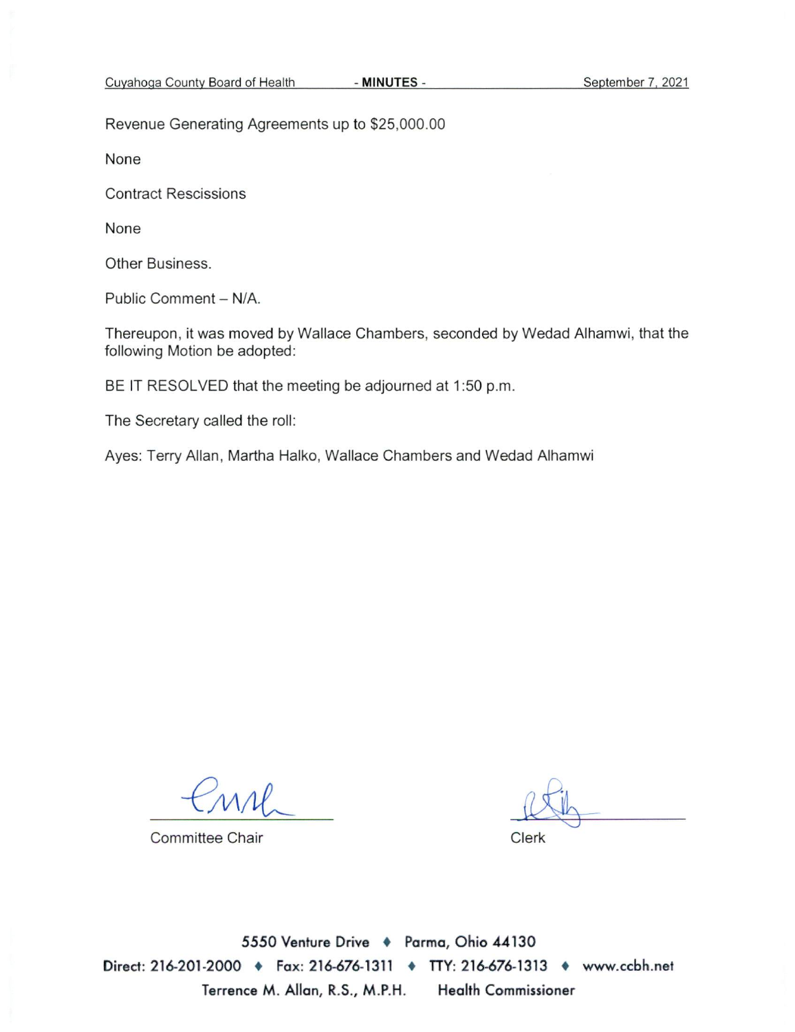Revenue Generating Agreements up to $25,000.00

None

Contract Rescissions

None

Other Business.

Public Comment – N/A.

Thereupon, it was moved by Wallace Chambers, seconded by Wedad Alhamwi, that the following Motion be adopted:

BE IT RESOLVED that the meeting be adjourned at 1:50 p.m.

The Secretary called the roll:

Ayes: Terry Allan, Martha Halko, Wallace Chambers and Wedad Alhamwi

Committee Chair

Clerk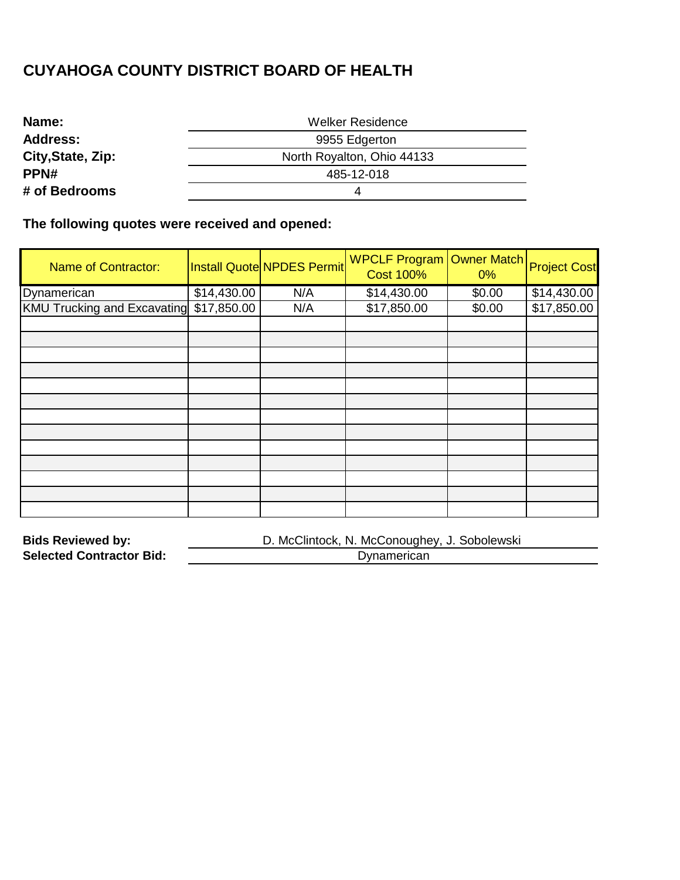## CUYAHOGA COUNTY DISTRICT BOARD OF HEALTH

**Name:** Welker Residence
**Address:** 9955 Edgerton
**City,State, Zip:** North Royalton, Ohio 44133
**PPN#** 485-12-018
**# of Bedrooms** 4

**The following quotes were received and opened:**

| Name of Contractor: | Install Quote | NPDES Permit | WPCLF Program Cost 100% | Owner Match 0% | Project Cost |
|---|---|---|---|---|---|
| Dynamerican | $14,430.00 | N/A | $14,430.00 | $0.00 | $14,430.00 |
| KMU Trucking and Excavating | $17,850.00 | N/A | $17,850.00 | $0.00 | $17,850.00 |
| | | | | | |
| | | | | | |
| | | | | | |
| | | | | | |
| | | | | | |
| | | | | | |
| | | | | | |
| | | | | | |
| | | | | | |
| | | | | | |
| | | | | | |
| | | | | | |
| | | | | | |

**Bids Reviewed by:** D. McClintock, N. McConoughey, J. Sobolewski
**Selected Contractor Bid:** Dynamerican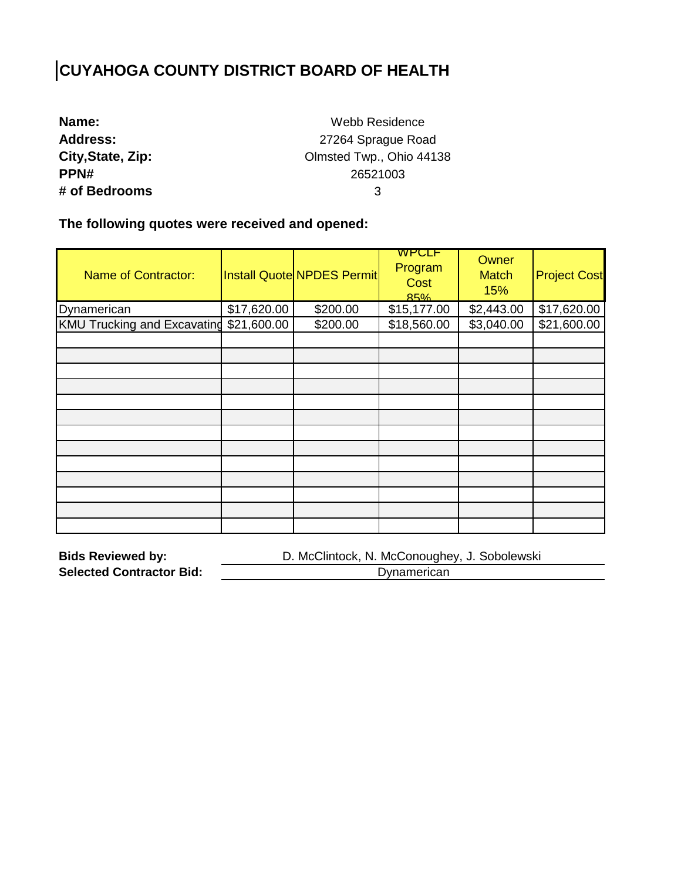# CUYAHOGA COUNTY DISTRICT BOARD OF HEALTH

**Name:** Webb Residence
**Address:** 27264 Sprague Road
**City,State, Zip:** Olmsted Twp., Ohio 44138
**PPN#** 26521003
**# of Bedrooms** 3

**The following quotes were received and opened:**

| Name of Contractor: | Install Quote | NPDES Permit | WPCLF Program Cost 85% | Owner Match 15% | Project Cost |
|---|---|---|---|---|---|
| Dynamerican | $17,620.00 | $200.00 | $15,177.00 | $2,443.00 | $17,620.00 |
| KMU Trucking and Excavating | $21,600.00 | $200.00 | $18,560.00 | $3,040.00 | $21,600.00 |
| | | | | | |
| | | | | | |
| | | | | | |
| | | | | | |
| | | | | | |
| | | | | | |
| | | | | | |
| | | | | | |
| | | | | | |
| | | | | | |
| | | | | | |
| | | | | | |
| | | | | | |

**Bids Reviewed by:** D. McClintock, N. McConoughey, J. Sobolewski
**Selected Contractor Bid:** Dynamerican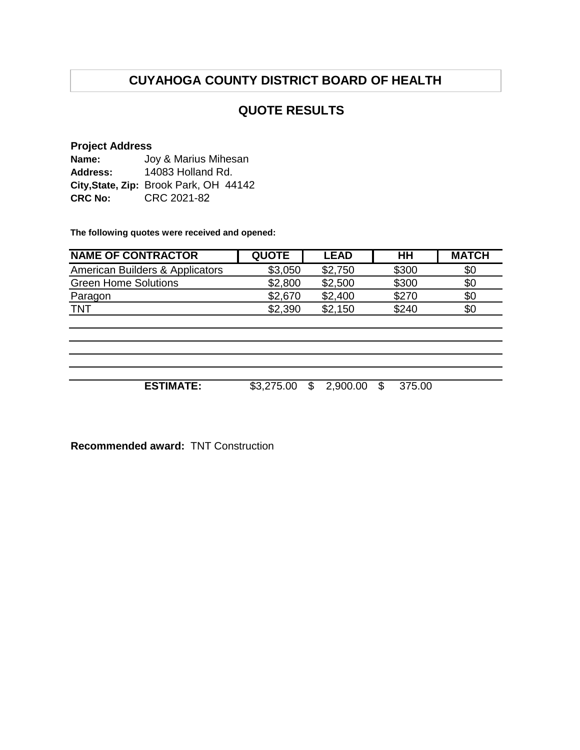# CUYAHOGA COUNTY DISTRICT BOARD OF HEALTH

## QUOTE RESULTS

**Project Address**

**Name:** Joy & Marius Mihesan
**Address:** 14083 Holland Rd.
**City,State, Zip:** Brook Park, OH 44142
**CRC No:** CRC 2021-82

**The following quotes were received and opened:**

| NAME OF CONTRACTOR | QUOTE | LEAD | HH | MATCH |
|---|---|---|---|---|
| American Builders & Applicators | $3,050 | $2,750 | $300 | $0 |
| Green Home Solutions | $2,800 | $2,500 | $300 | $0 |
| Paragon | $2,670 | $2,400 | $270 | $0 |
| TNT | $2,390 | $2,150 | $240 | $0 |
| | | | | |
| | | | | |
| | | | | |
| | | | | |
| **ESTIMATE:** | $3,275.00 | $ 2,900.00 | $ 375.00 | |

**Recommended award:** TNT Construction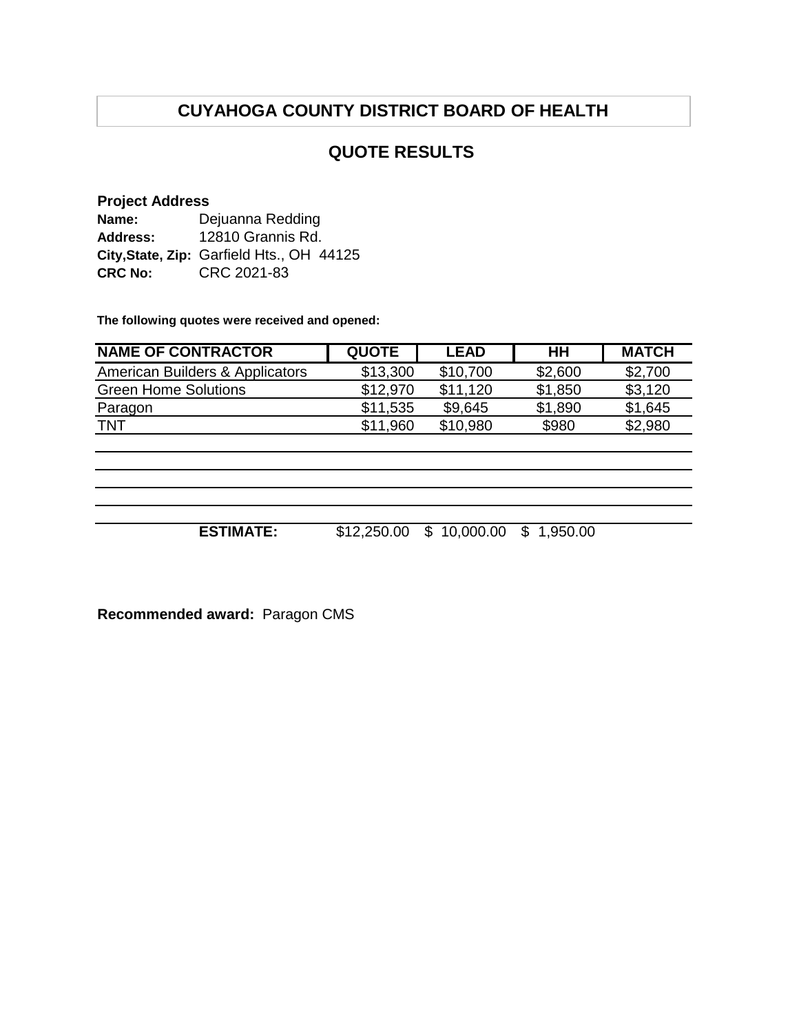# CUYAHOGA COUNTY DISTRICT BOARD OF HEALTH

## QUOTE RESULTS

**Project Address**

**Name:** Dejuanna Redding
**Address:** 12810 Grannis Rd.
**City,State, Zip:** Garfield Hts., OH 44125
**CRC No:** CRC 2021-83

**The following quotes were received and opened:**

| NAME OF CONTRACTOR | QUOTE | LEAD | HH | MATCH |
|---|---|---|---|---|
| American Builders & Applicators | $13,300 | $10,700 | $2,600 | $2,700 |
| Green Home Solutions | $12,970 | $11,120 | $1,850 | $3,120 |
| Paragon | $11,535 | $9,645 | $1,890 | $1,645 |
| TNT | $11,960 | $10,980 | $980 | $2,980 |
| | | | | |
| | | | | |
| | | | | |
| | | | | |
| **ESTIMATE:** | $12,250.00 | $ 10,000.00 | $ 1,950.00 | |

**Recommended award:** Paragon CMS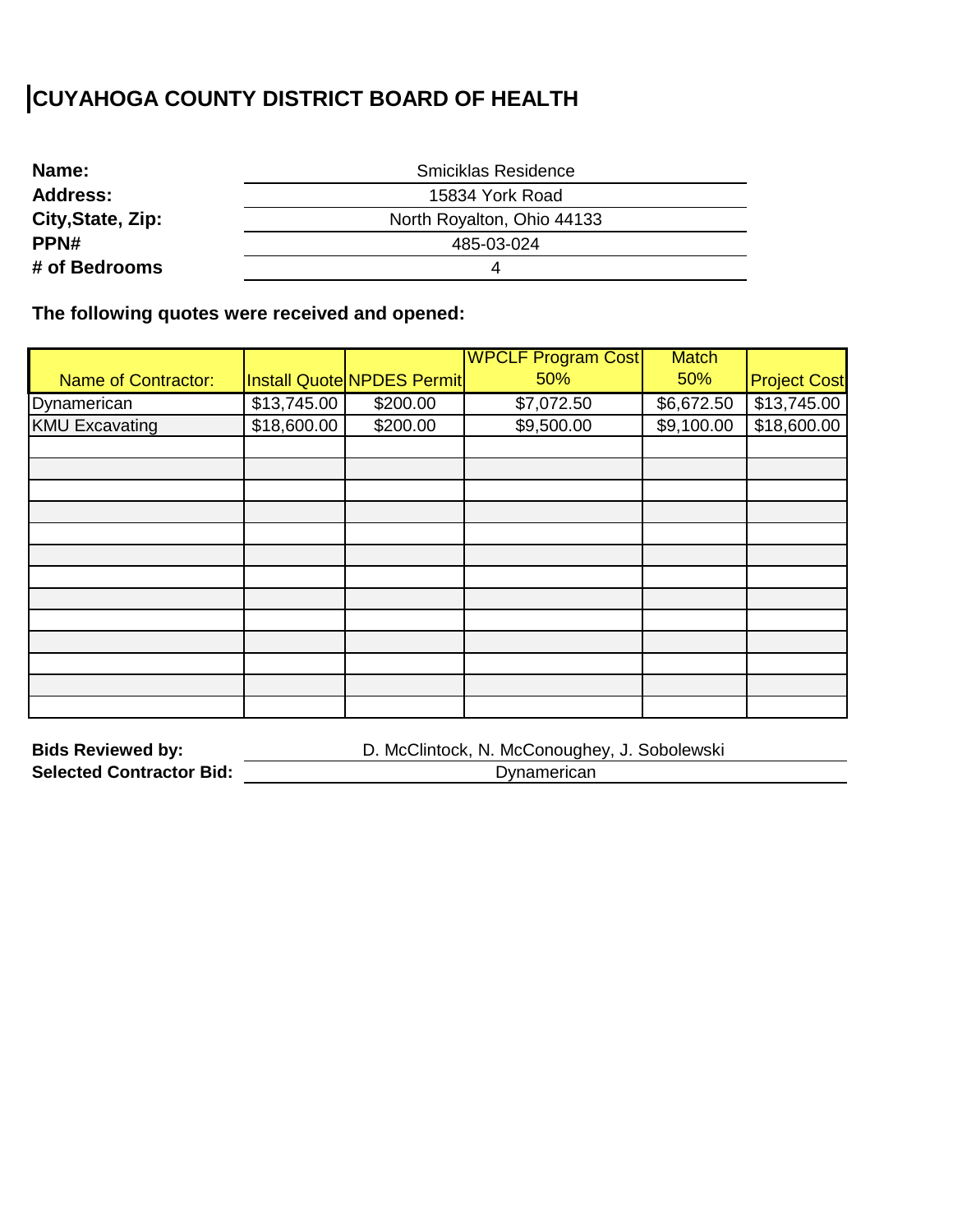# CUYAHOGA COUNTY DISTRICT BOARD OF HEALTH

| | |
|---|---|
| **Name:** | Smiciklas Residence |
| **Address:** | 15834 York Road |
| **City,State, Zip:** | North Royalton, Ohio 44133 |
| **PPN#** | 485-03-024 |
| **# of Bedrooms** | 4 |

**The following quotes were received and opened:**

| Name of Contractor: | Install Quote | NPDES Permit | WPCLF Program Cost 50% | Match 50% | Project Cost |
|---|---|---|---|---|---|
| Dynamerican | $13,745.00 | $200.00 | $7,072.50 | $6,672.50 | $13,745.00 |
| KMU Excavating | $18,600.00 | $200.00 | $9,500.00 | $9,100.00 | $18,600.00 |
| | | | | | |
| | | | | | |
| | | | | | |
| | | | | | |
| | | | | | |
| | | | | | |
| | | | | | |
| | | | | | |
| | | | | | |
| | | | | | |
| | | | | | |
| | | | | | |
| | | | | | |

| | |
|---|---|
| **Bids Reviewed by:** | D. McClintock, N. McConoughey, J. Sobolewski |
| **Selected Contractor Bid:** | Dynamerican |